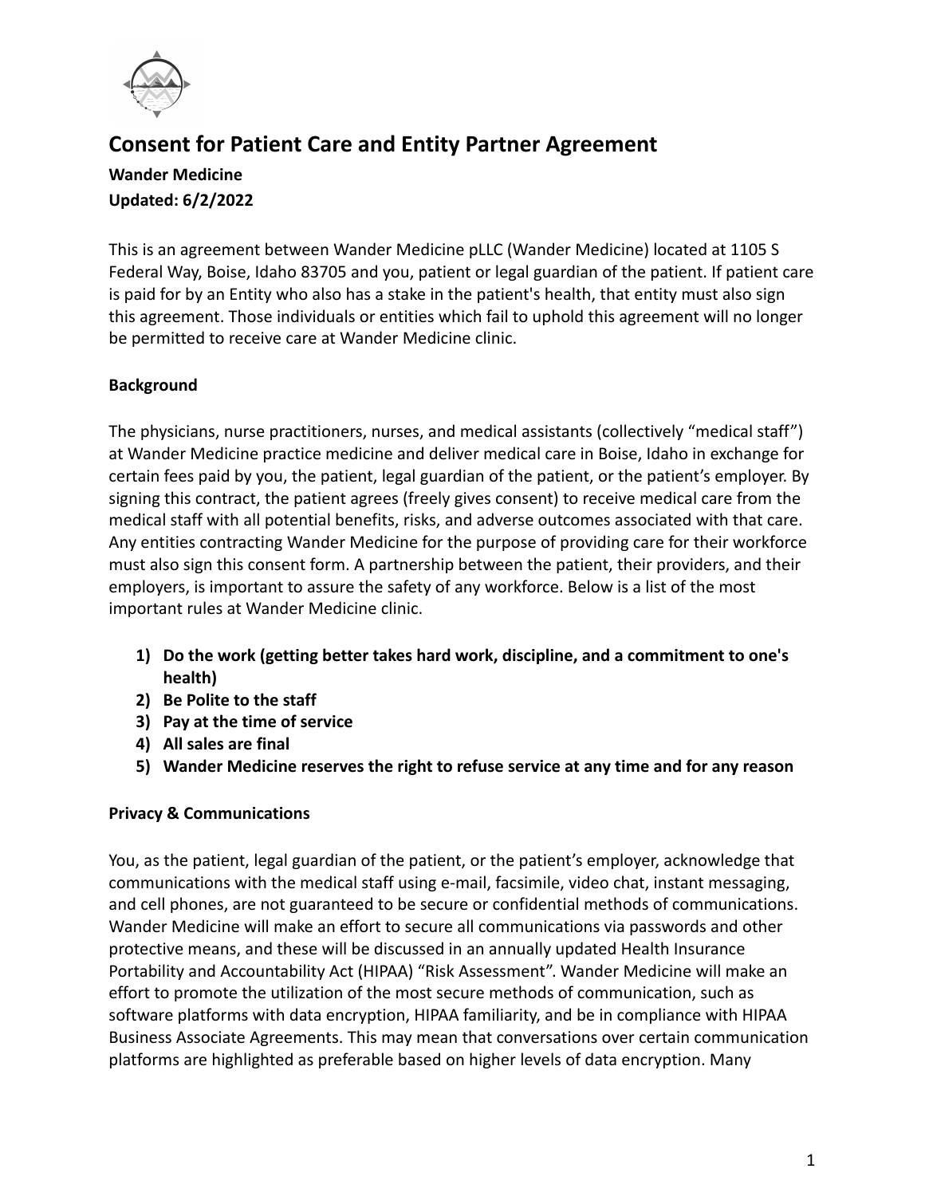# Consent for Patient Care and Entity Partner Agreement

**Wander Medicine**
**Updated: 6/2/2022**

This is an agreement between Wander Medicine pLLC (Wander Medicine) located at 1105 S Federal Way, Boise, Idaho 83705 and you, patient or legal guardian of the patient. If patient care is paid for by an Entity who also has a stake in the patient's health, that entity must also sign this agreement. Those individuals or entities which fail to uphold this agreement will no longer be permitted to receive care at Wander Medicine clinic.

**Background**

The physicians, nurse practitioners, nurses, and medical assistants (collectively "medical staff") at Wander Medicine practice medicine and deliver medical care in Boise, Idaho in exchange for certain fees paid by you, the patient, legal guardian of the patient, or the patient's employer. By signing this contract, the patient agrees (freely gives consent) to receive medical care from the medical staff with all potential benefits, risks, and adverse outcomes associated with that care. Any entities contracting Wander Medicine for the purpose of providing care for their workforce must also sign this consent form. A partnership between the patient, their providers, and their employers, is important to assure the safety of any workforce. Below is a list of the most important rules at Wander Medicine clinic.

1) **Do the work (getting better takes hard work, discipline, and a commitment to one's health)**
2) **Be Polite to the staff**
3) **Pay at the time of service**
4) **All sales are final**
5) **Wander Medicine reserves the right to refuse service at any time and for any reason**

**Privacy & Communications**

You, as the patient, legal guardian of the patient, or the patient's employer, acknowledge that communications with the medical staff using e-mail, facsimile, video chat, instant messaging, and cell phones, are not guaranteed to be secure or confidential methods of communications. Wander Medicine will make an effort to secure all communications via passwords and other protective means, and these will be discussed in an annually updated Health Insurance Portability and Accountability Act (HIPAA) "Risk Assessment". Wander Medicine will make an effort to promote the utilization of the most secure methods of communication, such as software platforms with data encryption, HIPAA familiarity, and be in compliance with HIPAA Business Associate Agreements. This may mean that conversations over certain communication platforms are highlighted as preferable based on higher levels of data encryption. Many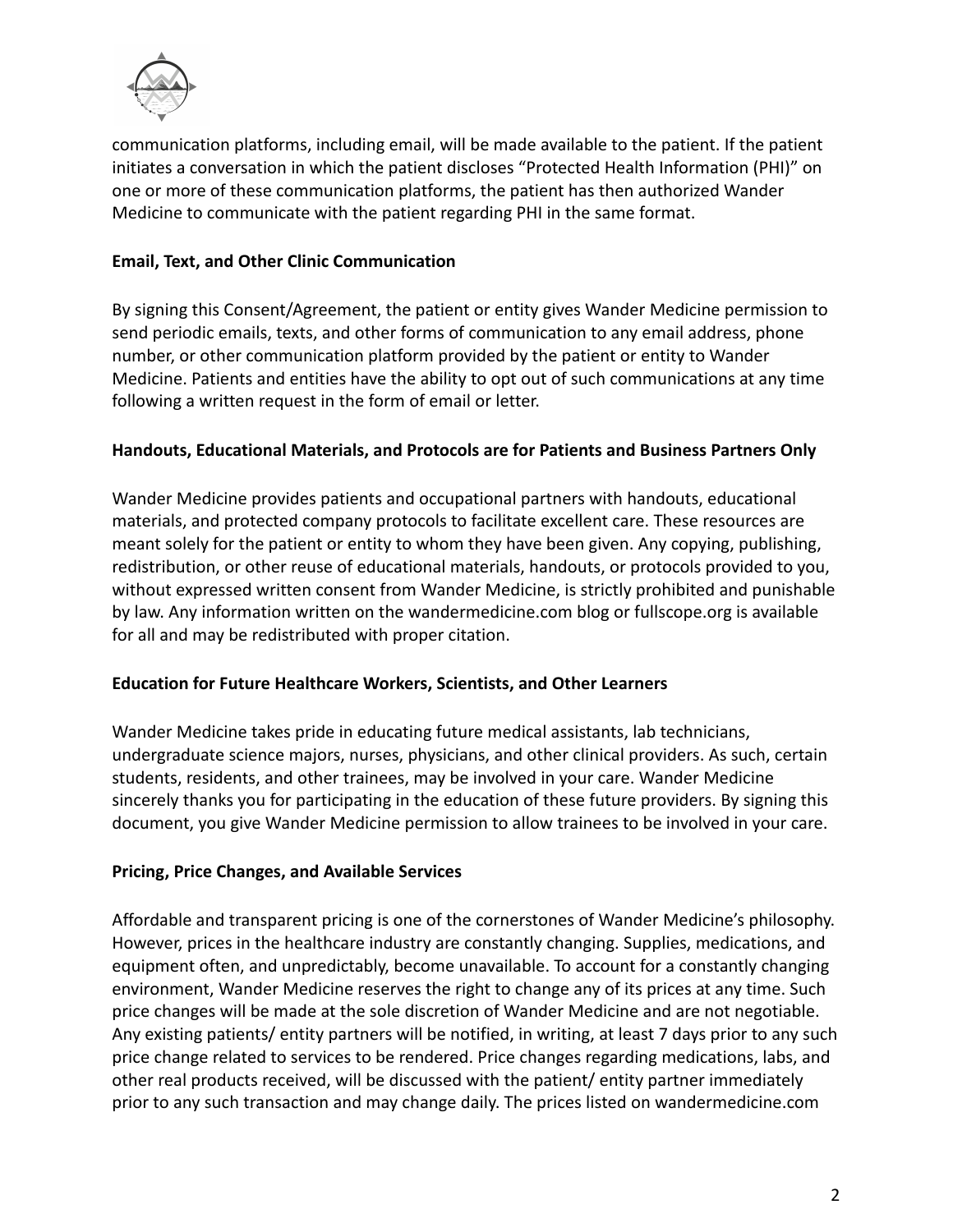communication platforms, including email, will be made available to the patient. If the patient initiates a conversation in which the patient discloses "Protected Health Information (PHI)" on one or more of these communication platforms, the patient has then authorized Wander Medicine to communicate with the patient regarding PHI in the same format.

**Email, Text, and Other Clinic Communication**

By signing this Consent/Agreement, the patient or entity gives Wander Medicine permission to send periodic emails, texts, and other forms of communication to any email address, phone number, or other communication platform provided by the patient or entity to Wander Medicine. Patients and entities have the ability to opt out of such communications at any time following a written request in the form of email or letter.

**Handouts, Educational Materials, and Protocols are for Patients and Business Partners Only**

Wander Medicine provides patients and occupational partners with handouts, educational materials, and protected company protocols to facilitate excellent care. These resources are meant solely for the patient or entity to whom they have been given. Any copying, publishing, redistribution, or other reuse of educational materials, handouts, or protocols provided to you, without expressed written consent from Wander Medicine, is strictly prohibited and punishable by law. Any information written on the wandermedicine.com blog or fullscope.org is available for all and may be redistributed with proper citation.

**Education for Future Healthcare Workers, Scientists, and Other Learners**

Wander Medicine takes pride in educating future medical assistants, lab technicians, undergraduate science majors, nurses, physicians, and other clinical providers. As such, certain students, residents, and other trainees, may be involved in your care. Wander Medicine sincerely thanks you for participating in the education of these future providers. By signing this document, you give Wander Medicine permission to allow trainees to be involved in your care.

**Pricing, Price Changes, and Available Services**

Affordable and transparent pricing is one of the cornerstones of Wander Medicine's philosophy. However, prices in the healthcare industry are constantly changing. Supplies, medications, and equipment often, and unpredictably, become unavailable. To account for a constantly changing environment, Wander Medicine reserves the right to change any of its prices at any time. Such price changes will be made at the sole discretion of Wander Medicine and are not negotiable. Any existing patients/ entity partners will be notified, in writing, at least 7 days prior to any such price change related to services to be rendered. Price changes regarding medications, labs, and other real products received, will be discussed with the patient/ entity partner immediately prior to any such transaction and may change daily. The prices listed on wandermedicine.com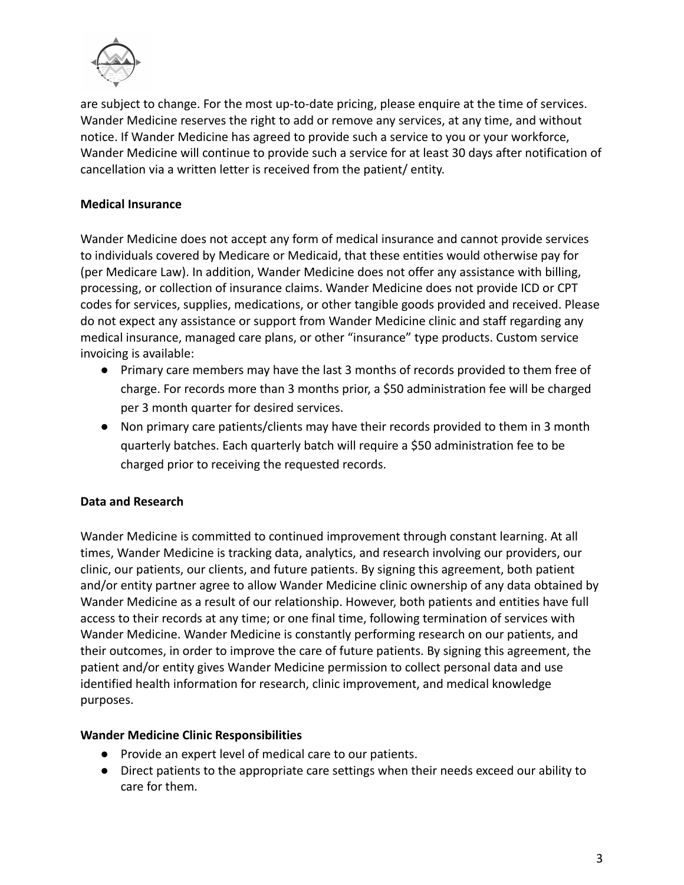are subject to change. For the most up-to-date pricing, please enquire at the time of services. Wander Medicine reserves the right to add or remove any services, at any time, and without notice. If Wander Medicine has agreed to provide such a service to you or your workforce, Wander Medicine will continue to provide such a service for at least 30 days after notification of cancellation via a written letter is received from the patient/ entity.

**Medical Insurance**

Wander Medicine does not accept any form of medical insurance and cannot provide services to individuals covered by Medicare or Medicaid, that these entities would otherwise pay for (per Medicare Law). In addition, Wander Medicine does not offer any assistance with billing, processing, or collection of insurance claims. Wander Medicine does not provide ICD or CPT codes for services, supplies, medications, or other tangible goods provided and received. Please do not expect any assistance or support from Wander Medicine clinic and staff regarding any medical insurance, managed care plans, or other "insurance" type products. Custom service invoicing is available:

- Primary care members may have the last 3 months of records provided to them free of charge. For records more than 3 months prior, a $50 administration fee will be charged per 3 month quarter for desired services.
- Non primary care patients/clients may have their records provided to them in 3 month quarterly batches. Each quarterly batch will require a $50 administration fee to be charged prior to receiving the requested records.

**Data and Research**

Wander Medicine is committed to continued improvement through constant learning. At all times, Wander Medicine is tracking data, analytics, and research involving our providers, our clinic, our patients, our clients, and future patients. By signing this agreement, both patient and/or entity partner agree to allow Wander Medicine clinic ownership of any data obtained by Wander Medicine as a result of our relationship. However, both patients and entities have full access to their records at any time; or one final time, following termination of services with Wander Medicine. Wander Medicine is constantly performing research on our patients, and their outcomes, in order to improve the care of future patients. By signing this agreement, the patient and/or entity gives Wander Medicine permission to collect personal data and use identified health information for research, clinic improvement, and medical knowledge purposes.

**Wander Medicine Clinic Responsibilities**

- Provide an expert level of medical care to our patients.
- Direct patients to the appropriate care settings when their needs exceed our ability to care for them.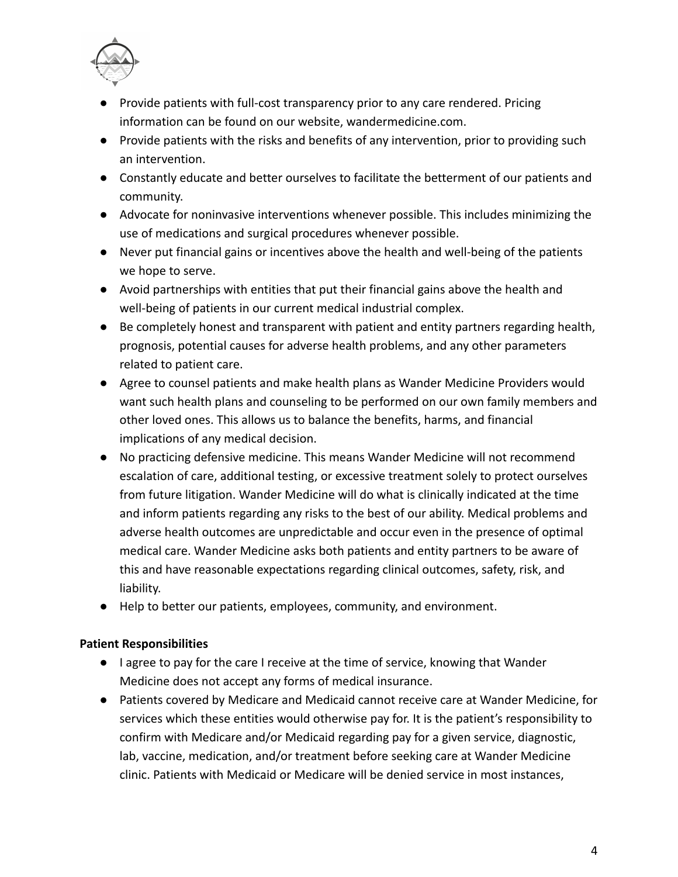- Provide patients with full-cost transparency prior to any care rendered. Pricing information can be found on our website, wandermedicine.com.
- Provide patients with the risks and benefits of any intervention, prior to providing such an intervention.
- Constantly educate and better ourselves to facilitate the betterment of our patients and community.
- Advocate for noninvasive interventions whenever possible. This includes minimizing the use of medications and surgical procedures whenever possible.
- Never put financial gains or incentives above the health and well-being of the patients we hope to serve.
- Avoid partnerships with entities that put their financial gains above the health and well-being of patients in our current medical industrial complex.
- Be completely honest and transparent with patient and entity partners regarding health, prognosis, potential causes for adverse health problems, and any other parameters related to patient care.
- Agree to counsel patients and make health plans as Wander Medicine Providers would want such health plans and counseling to be performed on our own family members and other loved ones. This allows us to balance the benefits, harms, and financial implications of any medical decision.
- No practicing defensive medicine. This means Wander Medicine will not recommend escalation of care, additional testing, or excessive treatment solely to protect ourselves from future litigation. Wander Medicine will do what is clinically indicated at the time and inform patients regarding any risks to the best of our ability. Medical problems and adverse health outcomes are unpredictable and occur even in the presence of optimal medical care. Wander Medicine asks both patients and entity partners to be aware of this and have reasonable expectations regarding clinical outcomes, safety, risk, and liability.
- Help to better our patients, employees, community, and environment.

**Patient Responsibilities**

- I agree to pay for the care I receive at the time of service, knowing that Wander Medicine does not accept any forms of medical insurance.
- Patients covered by Medicare and Medicaid cannot receive care at Wander Medicine, for services which these entities would otherwise pay for. It is the patient's responsibility to confirm with Medicare and/or Medicaid regarding pay for a given service, diagnostic, lab, vaccine, medication, and/or treatment before seeking care at Wander Medicine clinic. Patients with Medicaid or Medicare will be denied service in most instances,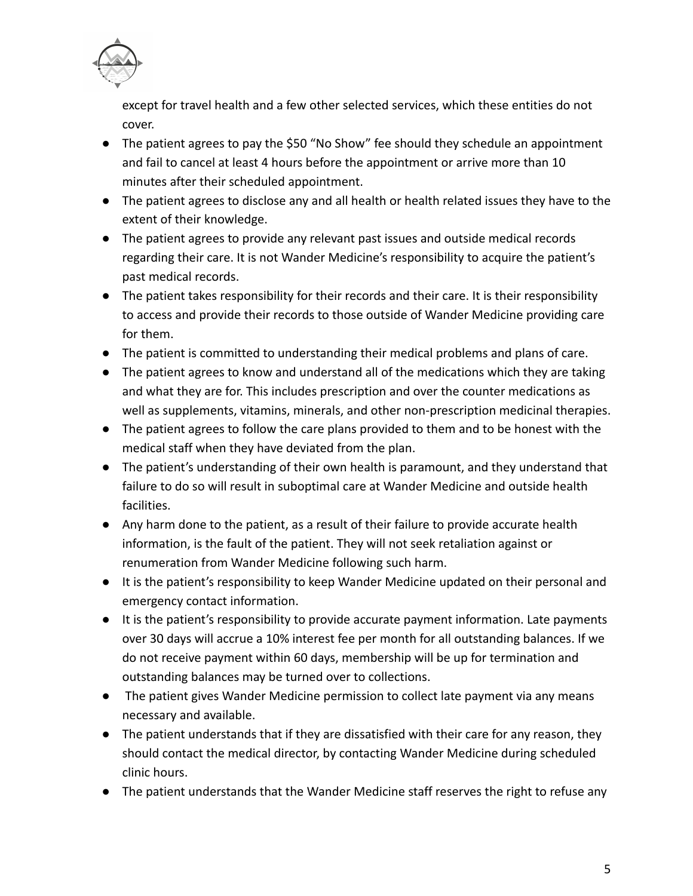except for travel health and a few other selected services, which these entities do not cover.

- The patient agrees to pay the $50 "No Show" fee should they schedule an appointment and fail to cancel at least 4 hours before the appointment or arrive more than 10 minutes after their scheduled appointment.
- The patient agrees to disclose any and all health or health related issues they have to the extent of their knowledge.
- The patient agrees to provide any relevant past issues and outside medical records regarding their care. It is not Wander Medicine's responsibility to acquire the patient's past medical records.
- The patient takes responsibility for their records and their care. It is their responsibility to access and provide their records to those outside of Wander Medicine providing care for them.
- The patient is committed to understanding their medical problems and plans of care.
- The patient agrees to know and understand all of the medications which they are taking and what they are for. This includes prescription and over the counter medications as well as supplements, vitamins, minerals, and other non-prescription medicinal therapies.
- The patient agrees to follow the care plans provided to them and to be honest with the medical staff when they have deviated from the plan.
- The patient's understanding of their own health is paramount, and they understand that failure to do so will result in suboptimal care at Wander Medicine and outside health facilities.
- Any harm done to the patient, as a result of their failure to provide accurate health information, is the fault of the patient. They will not seek retaliation against or renumeration from Wander Medicine following such harm.
- It is the patient's responsibility to keep Wander Medicine updated on their personal and emergency contact information.
- It is the patient's responsibility to provide accurate payment information. Late payments over 30 days will accrue a 10% interest fee per month for all outstanding balances. If we do not receive payment within 60 days, membership will be up for termination and outstanding balances may be turned over to collections.
- The patient gives Wander Medicine permission to collect late payment via any means necessary and available.
- The patient understands that if they are dissatisfied with their care for any reason, they should contact the medical director, by contacting Wander Medicine during scheduled clinic hours.
- The patient understands that the Wander Medicine staff reserves the right to refuse any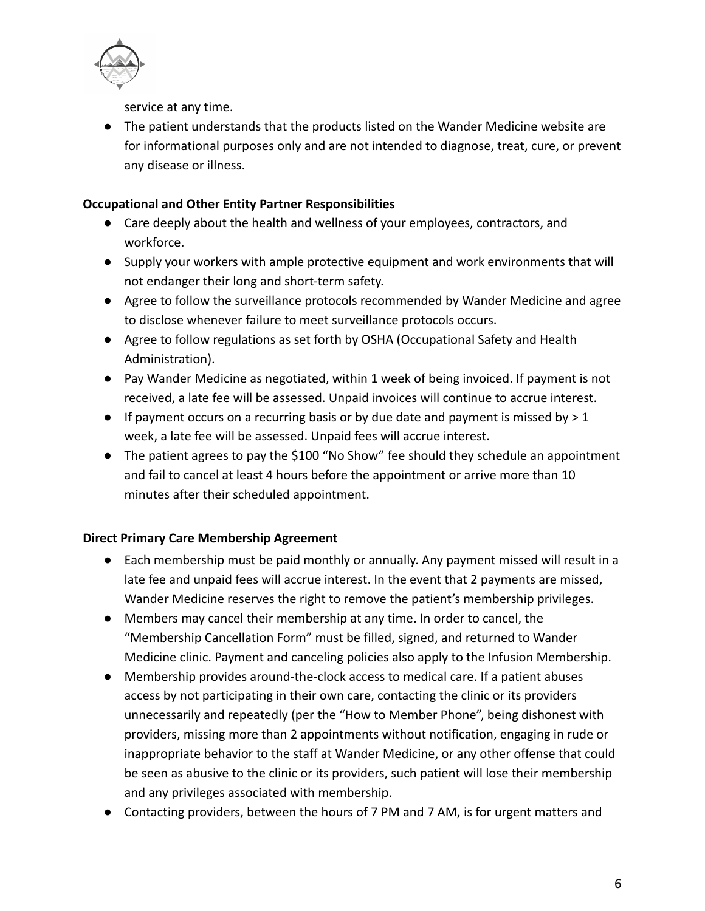service at any time.

- The patient understands that the products listed on the Wander Medicine website are for informational purposes only and are not intended to diagnose, treat, cure, or prevent any disease or illness.

**Occupational and Other Entity Partner Responsibilities**

- Care deeply about the health and wellness of your employees, contractors, and workforce.
- Supply your workers with ample protective equipment and work environments that will not endanger their long and short-term safety.
- Agree to follow the surveillance protocols recommended by Wander Medicine and agree to disclose whenever failure to meet surveillance protocols occurs.
- Agree to follow regulations as set forth by OSHA (Occupational Safety and Health Administration).
- Pay Wander Medicine as negotiated, within 1 week of being invoiced. If payment is not received, a late fee will be assessed. Unpaid invoices will continue to accrue interest.
- If payment occurs on a recurring basis or by due date and payment is missed by > 1 week, a late fee will be assessed. Unpaid fees will accrue interest.
- The patient agrees to pay the $100 "No Show" fee should they schedule an appointment and fail to cancel at least 4 hours before the appointment or arrive more than 10 minutes after their scheduled appointment.

**Direct Primary Care Membership Agreement**

- Each membership must be paid monthly or annually. Any payment missed will result in a late fee and unpaid fees will accrue interest. In the event that 2 payments are missed, Wander Medicine reserves the right to remove the patient's membership privileges.
- Members may cancel their membership at any time. In order to cancel, the "Membership Cancellation Form" must be filled, signed, and returned to Wander Medicine clinic. Payment and canceling policies also apply to the Infusion Membership.
- Membership provides around-the-clock access to medical care. If a patient abuses access by not participating in their own care, contacting the clinic or its providers unnecessarily and repeatedly (per the "How to Member Phone", being dishonest with providers, missing more than 2 appointments without notification, engaging in rude or inappropriate behavior to the staff at Wander Medicine, or any other offense that could be seen as abusive to the clinic or its providers, such patient will lose their membership and any privileges associated with membership.
- Contacting providers, between the hours of 7 PM and 7 AM, is for urgent matters and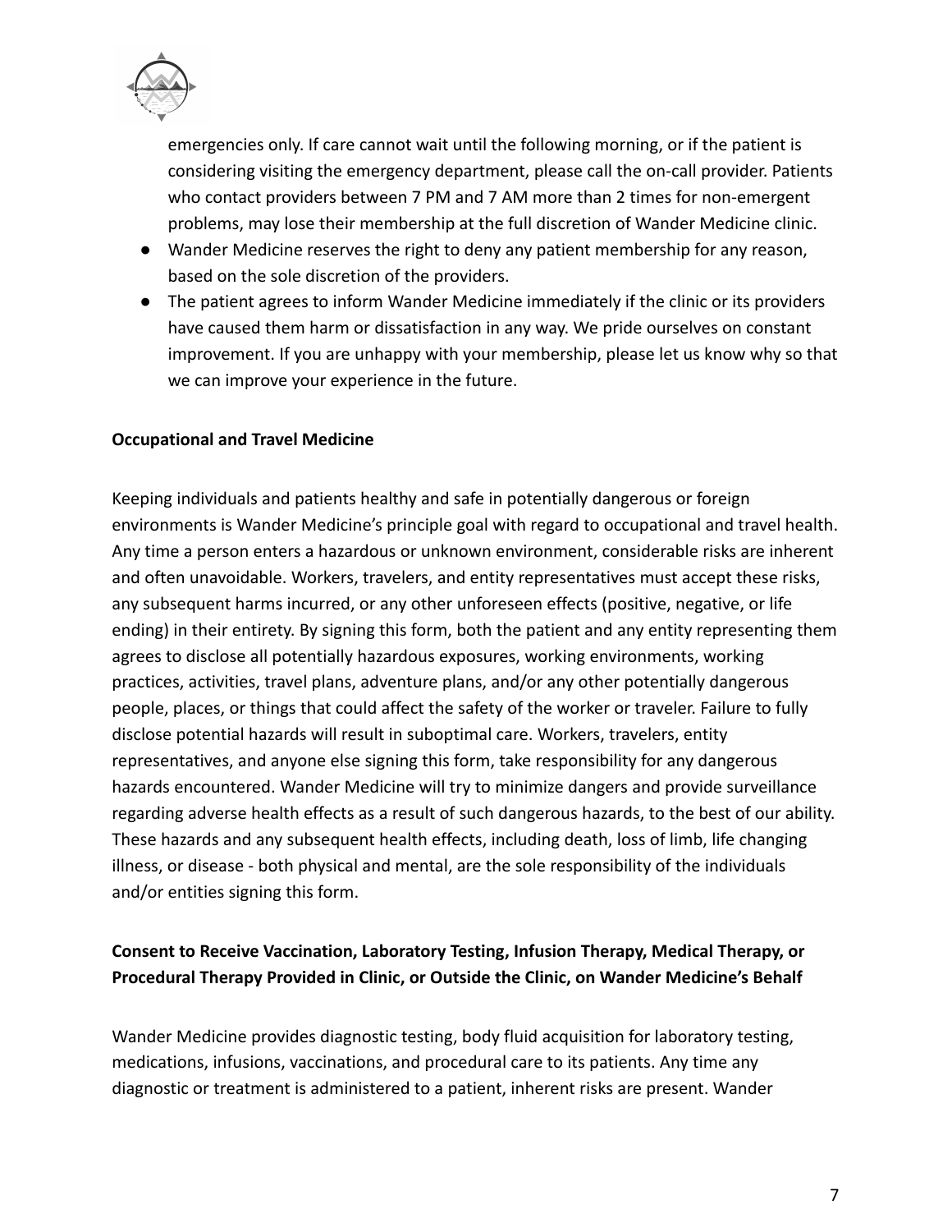emergencies only. If care cannot wait until the following morning, or if the patient is considering visiting the emergency department, please call the on-call provider. Patients who contact providers between 7 PM and 7 AM more than 2 times for non-emergent problems, may lose their membership at the full discretion of Wander Medicine clinic.

- Wander Medicine reserves the right to deny any patient membership for any reason, based on the sole discretion of the providers.
- The patient agrees to inform Wander Medicine immediately if the clinic or its providers have caused them harm or dissatisfaction in any way. We pride ourselves on constant improvement. If you are unhappy with your membership, please let us know why so that we can improve your experience in the future.

**Occupational and Travel Medicine**

Keeping individuals and patients healthy and safe in potentially dangerous or foreign environments is Wander Medicine's principle goal with regard to occupational and travel health. Any time a person enters a hazardous or unknown environment, considerable risks are inherent and often unavoidable. Workers, travelers, and entity representatives must accept these risks, any subsequent harms incurred, or any other unforeseen effects (positive, negative, or life ending) in their entirety. By signing this form, both the patient and any entity representing them agrees to disclose all potentially hazardous exposures, working environments, working practices, activities, travel plans, adventure plans, and/or any other potentially dangerous people, places, or things that could affect the safety of the worker or traveler. Failure to fully disclose potential hazards will result in suboptimal care. Workers, travelers, entity representatives, and anyone else signing this form, take responsibility for any dangerous hazards encountered. Wander Medicine will try to minimize dangers and provide surveillance regarding adverse health effects as a result of such dangerous hazards, to the best of our ability. These hazards and any subsequent health effects, including death, loss of limb, life changing illness, or disease - both physical and mental, are the sole responsibility of the individuals and/or entities signing this form.

**Consent to Receive Vaccination, Laboratory Testing, Infusion Therapy, Medical Therapy, or Procedural Therapy Provided in Clinic, or Outside the Clinic, on Wander Medicine's Behalf**

Wander Medicine provides diagnostic testing, body fluid acquisition for laboratory testing, medications, infusions, vaccinations, and procedural care to its patients. Any time any diagnostic or treatment is administered to a patient, inherent risks are present. Wander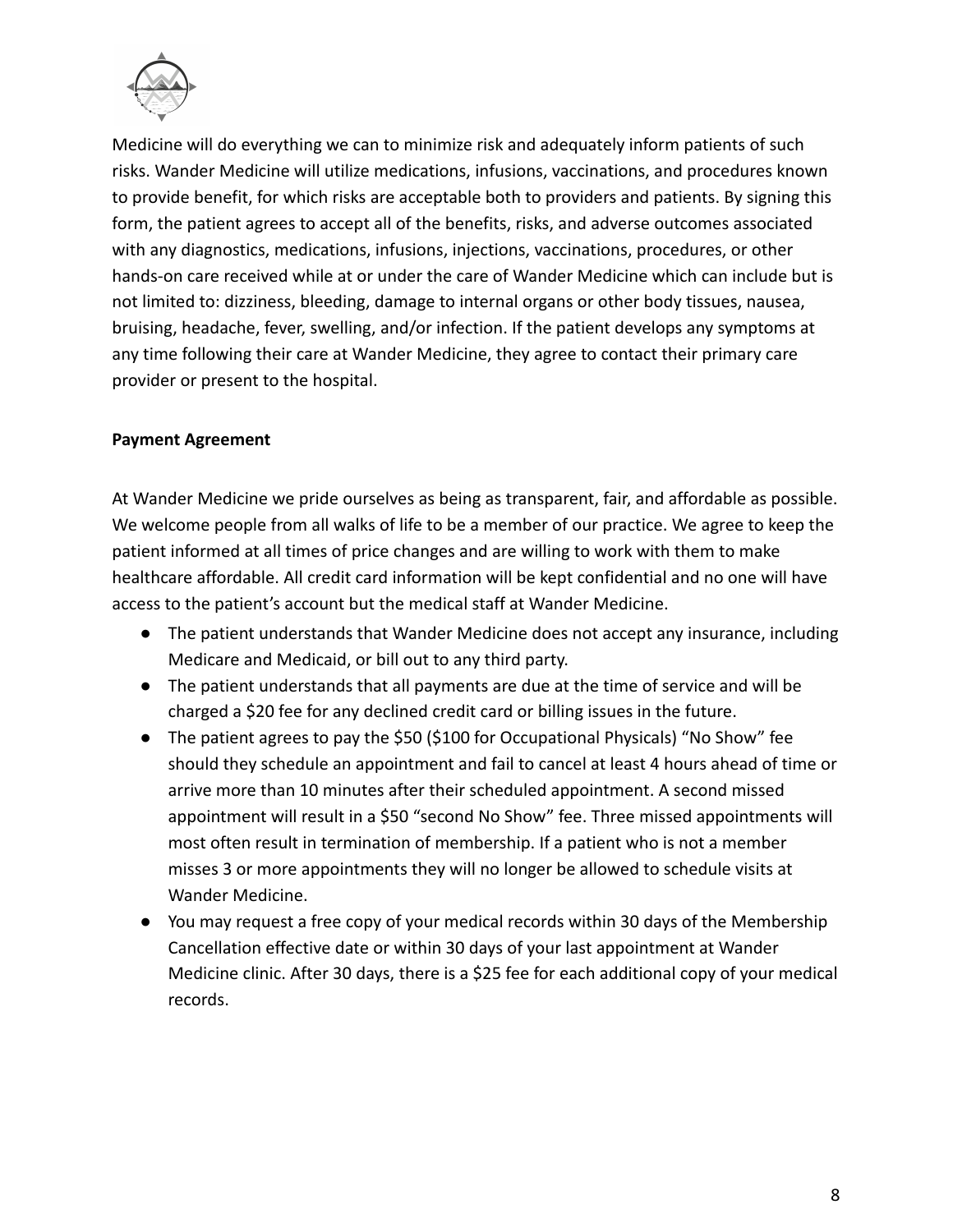Medicine will do everything we can to minimize risk and adequately inform patients of such risks. Wander Medicine will utilize medications, infusions, vaccinations, and procedures known to provide benefit, for which risks are acceptable both to providers and patients. By signing this form, the patient agrees to accept all of the benefits, risks, and adverse outcomes associated with any diagnostics, medications, infusions, injections, vaccinations, procedures, or other hands-on care received while at or under the care of Wander Medicine which can include but is not limited to: dizziness, bleeding, damage to internal organs or other body tissues, nausea, bruising, headache, fever, swelling, and/or infection. If the patient develops any symptoms at any time following their care at Wander Medicine, they agree to contact their primary care provider or present to the hospital.

**Payment Agreement**

At Wander Medicine we pride ourselves as being as transparent, fair, and affordable as possible. We welcome people from all walks of life to be a member of our practice. We agree to keep the patient informed at all times of price changes and are willing to work with them to make healthcare affordable. All credit card information will be kept confidential and no one will have access to the patient's account but the medical staff at Wander Medicine.

- The patient understands that Wander Medicine does not accept any insurance, including Medicare and Medicaid, or bill out to any third party.
- The patient understands that all payments are due at the time of service and will be charged a $20 fee for any declined credit card or billing issues in the future.
- The patient agrees to pay the $50 ($100 for Occupational Physicals) "No Show" fee should they schedule an appointment and fail to cancel at least 4 hours ahead of time or arrive more than 10 minutes after their scheduled appointment. A second missed appointment will result in a $50 "second No Show" fee. Three missed appointments will most often result in termination of membership. If a patient who is not a member misses 3 or more appointments they will no longer be allowed to schedule visits at Wander Medicine.
- You may request a free copy of your medical records within 30 days of the Membership Cancellation effective date or within 30 days of your last appointment at Wander Medicine clinic. After 30 days, there is a $25 fee for each additional copy of your medical records.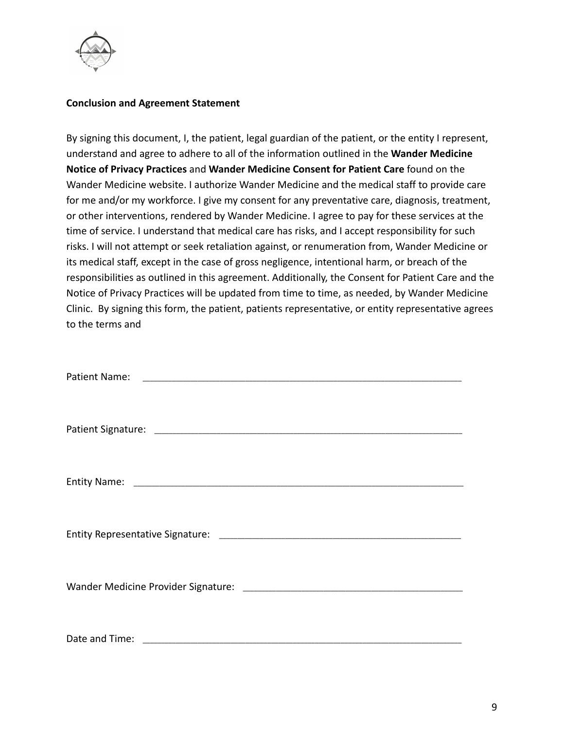**Conclusion and Agreement Statement**

By signing this document, I, the patient, legal guardian of the patient, or the entity I represent, understand and agree to adhere to all of the information outlined in the **Wander Medicine Notice of Privacy Practices** and **Wander Medicine Consent for Patient Care** found on the Wander Medicine website. I authorize Wander Medicine and the medical staff to provide care for me and/or my workforce. I give my consent for any preventative care, diagnosis, treatment, or other interventions, rendered by Wander Medicine. I agree to pay for these services at the time of service. I understand that medical care has risks, and I accept responsibility for such risks. I will not attempt or seek retaliation against, or renumeration from, Wander Medicine or its medical staff, except in the case of gross negligence, intentional harm, or breach of the responsibilities as outlined in this agreement. Additionally, the Consent for Patient Care and the Notice of Privacy Practices will be updated from time to time, as needed, by Wander Medicine Clinic. By signing this form, the patient, patients representative, or entity representative agrees to the terms and

Patient Name: ______________________________________________________________

Patient Signature: ___________________________________________________________

Entity Name: _______________________________________________________________

Entity Representative Signature: _______________________________________________

Wander Medicine Provider Signature: ___________________________________________

Date and Time: ______________________________________________________________